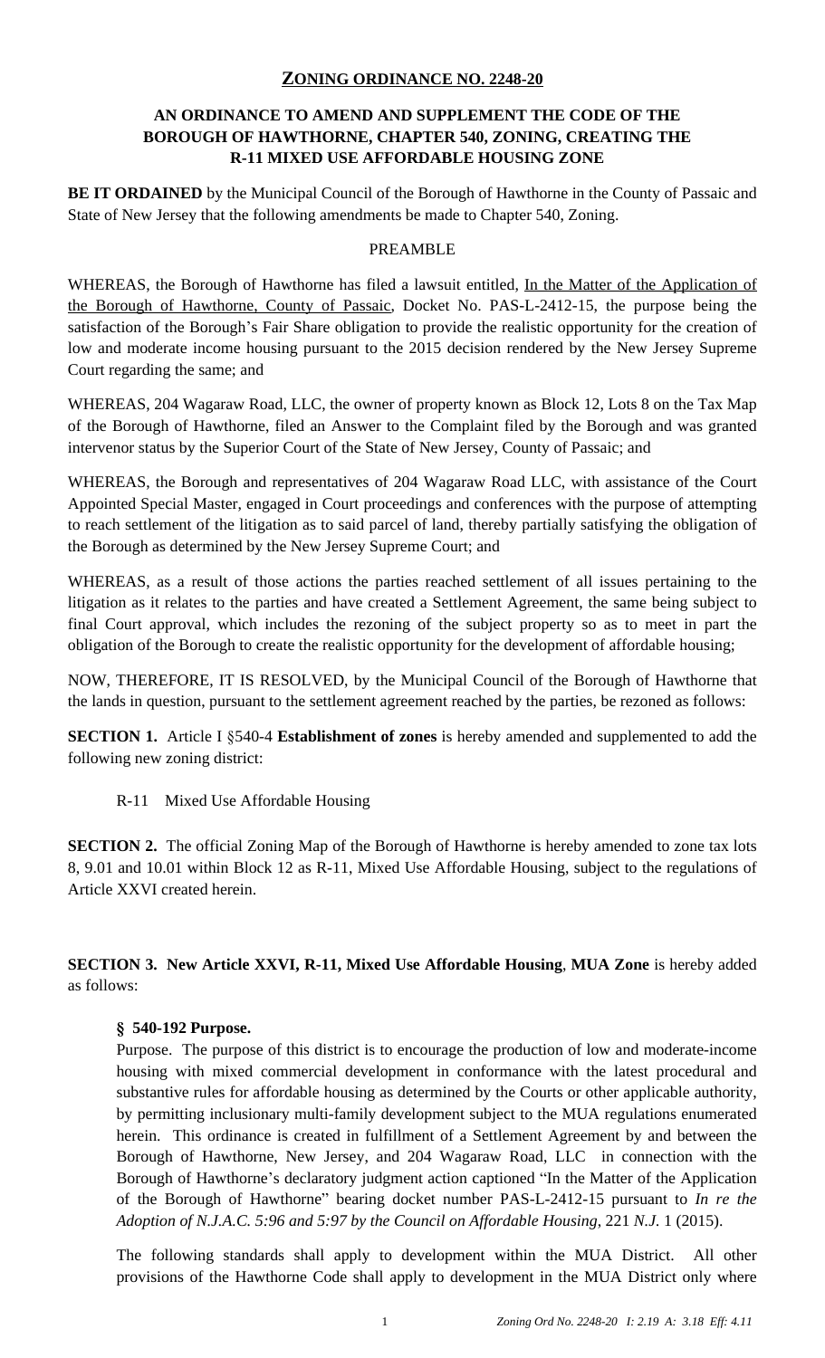# ZONING ORDINANCE NO. 2248-20

## AN ORDINANCE TO AMEND AND SUPPLEMENT THE CODE OF THE BOROUGH OF HAWTHORNE, CHAPTER 540, ZONING, CREATING THE R-11 MIXED USE AFFORDABLE HOUSING ZONE

**BE IT ORDAINED** by the Municipal Council of the Borough of Hawthorne in the County of Passaic and State of New Jersey that the following amendments be made to Chapter 540, Zoning.

PREAMBLE

WHEREAS, the Borough of Hawthorne has filed a lawsuit entitled, In the Matter of the Application of the Borough of Hawthorne, County of Passaic, Docket No. PAS-L-2412-15, the purpose being the satisfaction of the Borough's Fair Share obligation to provide the realistic opportunity for the creation of low and moderate income housing pursuant to the 2015 decision rendered by the New Jersey Supreme Court regarding the same; and

WHEREAS, 204 Wagaraw Road, LLC, the owner of property known as Block 12, Lots 8 on the Tax Map of the Borough of Hawthorne, filed an Answer to the Complaint filed by the Borough and was granted intervenor status by the Superior Court of the State of New Jersey, County of Passaic; and

WHEREAS, the Borough and representatives of 204 Wagaraw Road LLC, with assistance of the Court Appointed Special Master, engaged in Court proceedings and conferences with the purpose of attempting to reach settlement of the litigation as to said parcel of land, thereby partially satisfying the obligation of the Borough as determined by the New Jersey Supreme Court; and

WHEREAS, as a result of those actions the parties reached settlement of all issues pertaining to the litigation as it relates to the parties and have created a Settlement Agreement, the same being subject to final Court approval, which includes the rezoning of the subject property so as to meet in part the obligation of the Borough to create the realistic opportunity for the development of affordable housing;

NOW, THEREFORE, IT IS RESOLVED, by the Municipal Council of the Borough of Hawthorne that the lands in question, pursuant to the settlement agreement reached by the parties, be rezoned as follows:

**SECTION 1.** Article I §540-4 **Establishment of zones** is hereby amended and supplemented to add the following new zoning district:

R-11 Mixed Use Affordable Housing

**SECTION 2.** The official Zoning Map of the Borough of Hawthorne is hereby amended to zone tax lots 8, 9.01 and 10.01 within Block 12 as R-11, Mixed Use Affordable Housing, subject to the regulations of Article XXVI created herein.

**SECTION 3. New Article XXVI, R-11, Mixed Use Affordable Housing**, **MUA Zone** is hereby added as follows:

**§ 540-192 Purpose.**

Purpose. The purpose of this district is to encourage the production of low and moderate-income housing with mixed commercial development in conformance with the latest procedural and substantive rules for affordable housing as determined by the Courts or other applicable authority, by permitting inclusionary multi-family development subject to the MUA regulations enumerated herein. This ordinance is created in fulfillment of a Settlement Agreement by and between the Borough of Hawthorne, New Jersey, and 204 Wagaraw Road, LLC in connection with the Borough of Hawthorne's declaratory judgment action captioned "In the Matter of the Application of the Borough of Hawthorne" bearing docket number PAS-L-2412-15 pursuant to *In re the Adoption of N.J.A.C. 5:96 and 5:97 by the Council on Affordable Housing*, 221 *N.J.* 1 (2015).

The following standards shall apply to development within the MUA District. All other provisions of the Hawthorne Code shall apply to development in the MUA District only where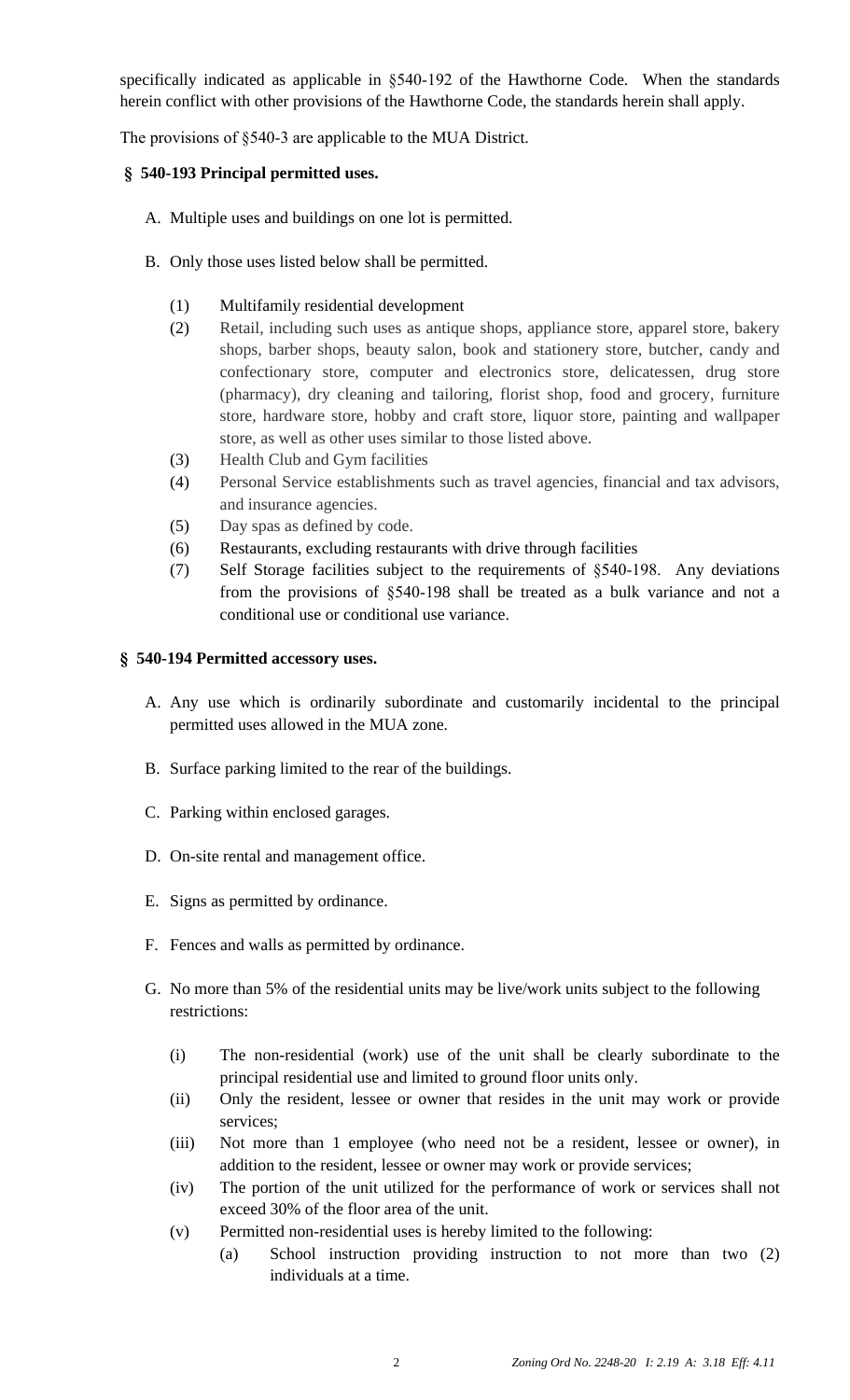specifically indicated as applicable in §540-192 of the Hawthorne Code. When the standards herein conflict with other provisions of the Hawthorne Code, the standards herein shall apply.

The provisions of §540-3 are applicable to the MUA District.

**§ 540-193 Principal permitted uses.**

A. Multiple uses and buildings on one lot is permitted.

B. Only those uses listed below shall be permitted.

(1) Multifamily residential development

(2) Retail, including such uses as antique shops, appliance store, apparel store, bakery shops, barber shops, beauty salon, book and stationery store, butcher, candy and confectionary store, computer and electronics store, delicatessen, drug store (pharmacy), dry cleaning and tailoring, florist shop, food and grocery, furniture store, hardware store, hobby and craft store, liquor store, painting and wallpaper store, as well as other uses similar to those listed above.

(3) Health Club and Gym facilities

(4) Personal Service establishments such as travel agencies, financial and tax advisors, and insurance agencies.

(5) Day spas as defined by code.

(6) Restaurants, excluding restaurants with drive through facilities

(7) Self Storage facilities subject to the requirements of §540-198. Any deviations from the provisions of §540-198 shall be treated as a bulk variance and not a conditional use or conditional use variance.

**§ 540-194 Permitted accessory uses.**

A. Any use which is ordinarily subordinate and customarily incidental to the principal permitted uses allowed in the MUA zone.

B. Surface parking limited to the rear of the buildings.

C. Parking within enclosed garages.

D. On-site rental and management office.

E. Signs as permitted by ordinance.

F. Fences and walls as permitted by ordinance.

G. No more than 5% of the residential units may be live/work units subject to the following restrictions:

(i) The non-residential (work) use of the unit shall be clearly subordinate to the principal residential use and limited to ground floor units only.

(ii) Only the resident, lessee or owner that resides in the unit may work or provide services;

(iii) Not more than 1 employee (who need not be a resident, lessee or owner), in addition to the resident, lessee or owner may work or provide services;

(iv) The portion of the unit utilized for the performance of work or services shall not exceed 30% of the floor area of the unit.

(v) Permitted non-residential uses is hereby limited to the following:

(a) School instruction providing instruction to not more than two (2) individuals at a time.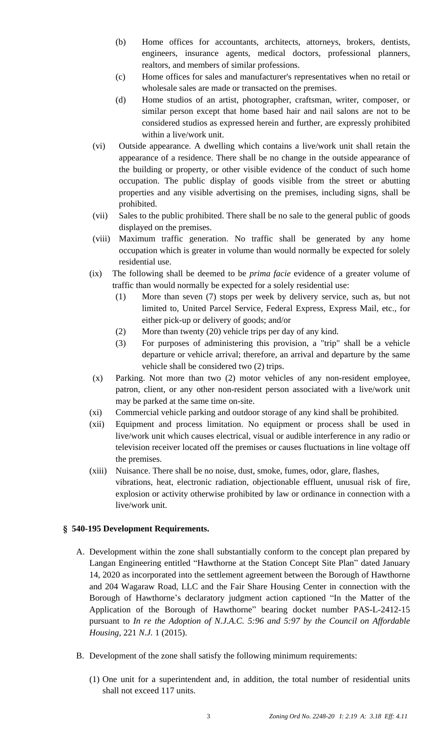(b) Home offices for accountants, architects, attorneys, brokers, dentists, engineers, insurance agents, medical doctors, professional planners, realtors, and members of similar professions.

(c) Home offices for sales and manufacturer's representatives when no retail or wholesale sales are made or transacted on the premises.

(d) Home studios of an artist, photographer, craftsman, writer, composer, or similar person except that home based hair and nail salons are not to be considered studios as expressed herein and further, are expressly prohibited within a live/work unit.

(vi) Outside appearance. A dwelling which contains a live/work unit shall retain the appearance of a residence. There shall be no change in the outside appearance of the building or property, or other visible evidence of the conduct of such home occupation. The public display of goods visible from the street or abutting properties and any visible advertising on the premises, including signs, shall be prohibited.

(vii) Sales to the public prohibited. There shall be no sale to the general public of goods displayed on the premises.

(viii) Maximum traffic generation. No traffic shall be generated by any home occupation which is greater in volume than would normally be expected for solely residential use.

(ix) The following shall be deemed to be *prima facie* evidence of a greater volume of traffic than would normally be expected for a solely residential use:

(1) More than seven (7) stops per week by delivery service, such as, but not limited to, United Parcel Service, Federal Express, Express Mail, etc., for either pick-up or delivery of goods; and/or

(2) More than twenty (20) vehicle trips per day of any kind.

(3) For purposes of administering this provision, a "trip" shall be a vehicle departure or vehicle arrival; therefore, an arrival and departure by the same vehicle shall be considered two (2) trips.

(x) Parking. Not more than two (2) motor vehicles of any non-resident employee, patron, client, or any other non-resident person associated with a live/work unit may be parked at the same time on-site.

(xi) Commercial vehicle parking and outdoor storage of any kind shall be prohibited.

(xii) Equipment and process limitation. No equipment or process shall be used in live/work unit which causes electrical, visual or audible interference in any radio or television receiver located off the premises or causes fluctuations in line voltage off the premises.

(xiii) Nuisance. There shall be no noise, dust, smoke, fumes, odor, glare, flashes, vibrations, heat, electronic radiation, objectionable effluent, unusual risk of fire, explosion or activity otherwise prohibited by law or ordinance in connection with a live/work unit.

### § 540-195 Development Requirements.

A. Development within the zone shall substantially conform to the concept plan prepared by Langan Engineering entitled "Hawthorne at the Station Concept Site Plan" dated January 14, 2020 as incorporated into the settlement agreement between the Borough of Hawthorne and 204 Wagaraw Road, LLC and the Fair Share Housing Center in connection with the Borough of Hawthorne's declaratory judgment action captioned "In the Matter of the Application of the Borough of Hawthorne" bearing docket number PAS-L-2412-15 pursuant to *In re the Adoption of N.J.A.C. 5:96 and 5:97 by the Council on Affordable Housing*, 221 *N.J.* 1 (2015).

B. Development of the zone shall satisfy the following minimum requirements:

(1) One unit for a superintendent and, in addition, the total number of residential units shall not exceed 117 units.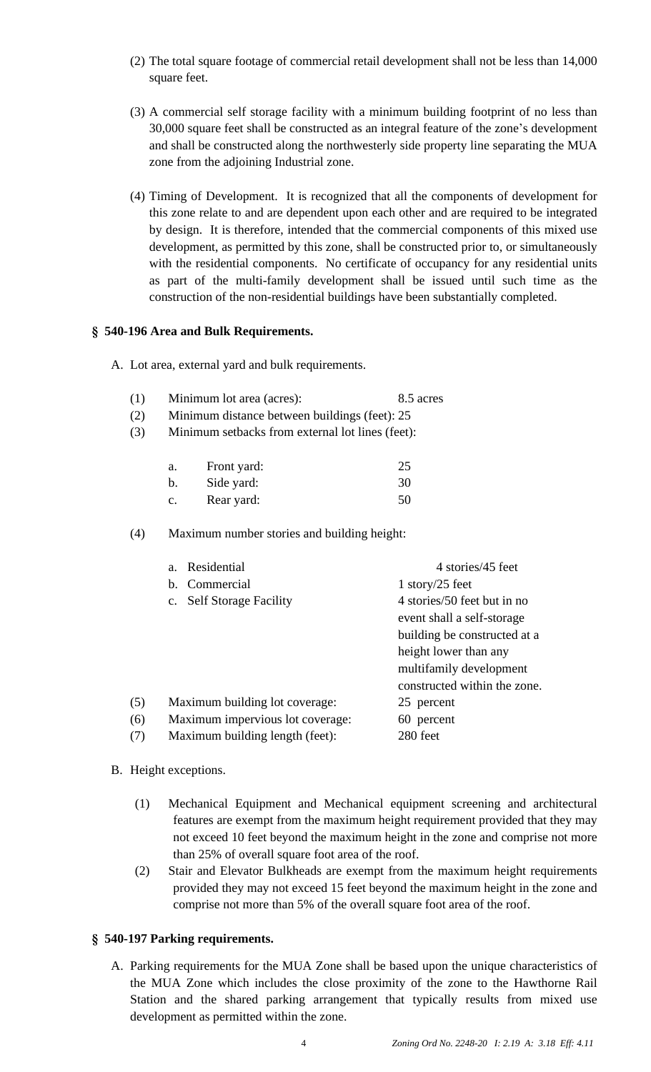(2) The total square footage of commercial retail development shall not be less than 14,000 square feet.

(3) A commercial self storage facility with a minimum building footprint of no less than 30,000 square feet shall be constructed as an integral feature of the zone's development and shall be constructed along the northwesterly side property line separating the MUA zone from the adjoining Industrial zone.

(4) Timing of Development. It is recognized that all the components of development for this zone relate to and are dependent upon each other and are required to be integrated by design. It is therefore, intended that the commercial components of this mixed use development, as permitted by this zone, shall be constructed prior to, or simultaneously with the residential components. No certificate of occupancy for any residential units as part of the multi-family development shall be issued until such time as the construction of the non-residential buildings have been substantially completed.

### § 540-196 Area and Bulk Requirements.

A. Lot area, external yard and bulk requirements.

(1) Minimum lot area (acres): 8.5 acres

(2) Minimum distance between buildings (feet): 25

(3) Minimum setbacks from external lot lines (feet):

| | | |
|---|---|---|
| a. | Front yard: | 25 |
| b. | Side yard: | 30 |
| c. | Rear yard: | 50 |

(4) Maximum number stories and building height:

| | | |
|---|---|---|
| a. | Residential | 4 stories/45 feet |
| b. | Commercial | 1 story/25 feet |
| c. | Self Storage Facility | 4 stories/50 feet but in no event shall a self-storage building be constructed at a height lower than any multifamily development constructed within the zone. |

(5) Maximum building lot coverage: 25 percent

(6) Maximum impervious lot coverage: 60 percent

(7) Maximum building length (feet): 280 feet

B. Height exceptions.

(1) Mechanical Equipment and Mechanical equipment screening and architectural features are exempt from the maximum height requirement provided that they may not exceed 10 feet beyond the maximum height in the zone and comprise not more than 25% of overall square foot area of the roof.

(2) Stair and Elevator Bulkheads are exempt from the maximum height requirements provided they may not exceed 15 feet beyond the maximum height in the zone and comprise not more than 5% of the overall square foot area of the roof.

### § 540-197 Parking requirements.

A. Parking requirements for the MUA Zone shall be based upon the unique characteristics of the MUA Zone which includes the close proximity of the zone to the Hawthorne Rail Station and the shared parking arrangement that typically results from mixed use development as permitted within the zone.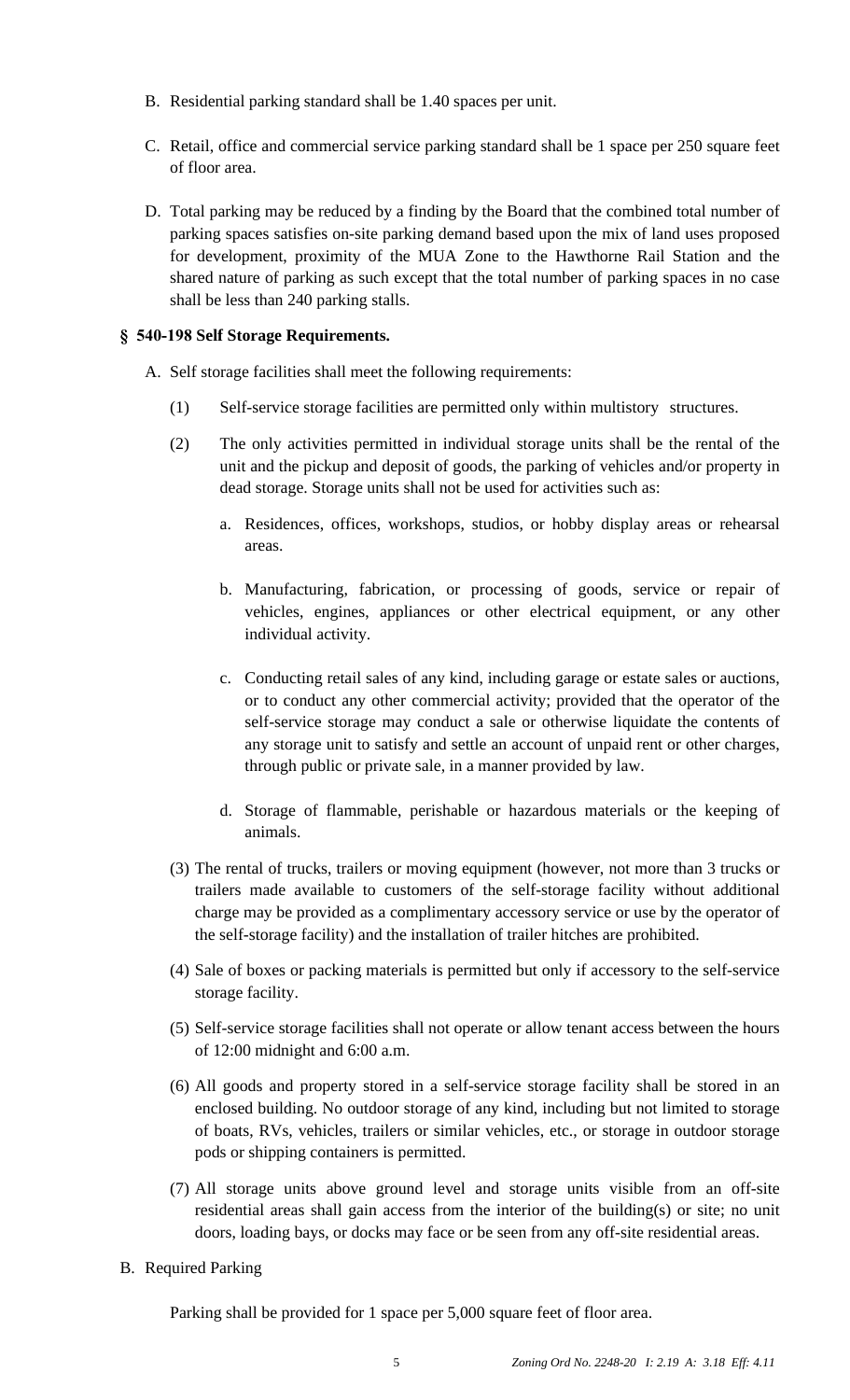B. Residential parking standard shall be 1.40 spaces per unit.

C. Retail, office and commercial service parking standard shall be 1 space per 250 square feet of floor area.

D. Total parking may be reduced by a finding by the Board that the combined total number of parking spaces satisfies on-site parking demand based upon the mix of land uses proposed for development, proximity of the MUA Zone to the Hawthorne Rail Station and the shared nature of parking as such except that the total number of parking spaces in no case shall be less than 240 parking stalls.

**§ 540-198 Self Storage Requirements.**

A. Self storage facilities shall meet the following requirements:

(1) Self-service storage facilities are permitted only within multistory structures.

(2) The only activities permitted in individual storage units shall be the rental of the unit and the pickup and deposit of goods, the parking of vehicles and/or property in dead storage. Storage units shall not be used for activities such as:

a. Residences, offices, workshops, studios, or hobby display areas or rehearsal areas.

b. Manufacturing, fabrication, or processing of goods, service or repair of vehicles, engines, appliances or other electrical equipment, or any other individual activity.

c. Conducting retail sales of any kind, including garage or estate sales or auctions, or to conduct any other commercial activity; provided that the operator of the self-service storage may conduct a sale or otherwise liquidate the contents of any storage unit to satisfy and settle an account of unpaid rent or other charges, through public or private sale, in a manner provided by law.

d. Storage of flammable, perishable or hazardous materials or the keeping of animals.

(3) The rental of trucks, trailers or moving equipment (however, not more than 3 trucks or trailers made available to customers of the self-storage facility without additional charge may be provided as a complimentary accessory service or use by the operator of the self-storage facility) and the installation of trailer hitches are prohibited.

(4) Sale of boxes or packing materials is permitted but only if accessory to the self-service storage facility.

(5) Self-service storage facilities shall not operate or allow tenant access between the hours of 12:00 midnight and 6:00 a.m.

(6) All goods and property stored in a self-service storage facility shall be stored in an enclosed building. No outdoor storage of any kind, including but not limited to storage of boats, RVs, vehicles, trailers or similar vehicles, etc., or storage in outdoor storage pods or shipping containers is permitted.

(7) All storage units above ground level and storage units visible from an off-site residential areas shall gain access from the interior of the building(s) or site; no unit doors, loading bays, or docks may face or be seen from any off-site residential areas.

B. Required Parking

Parking shall be provided for 1 space per 5,000 square feet of floor area.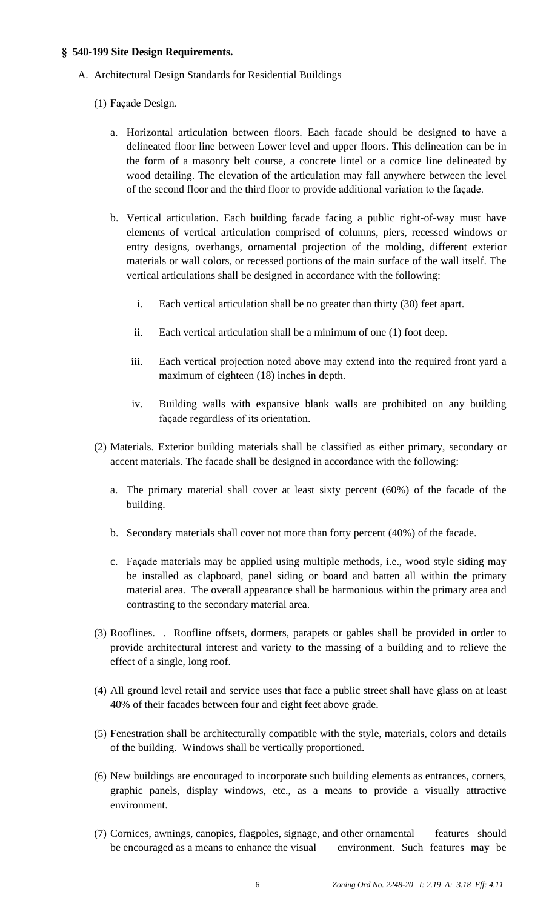### § 540-199 Site Design Requirements.

A. Architectural Design Standards for Residential Buildings

(1) Façade Design.

a. Horizontal articulation between floors. Each facade should be designed to have a delineated floor line between Lower level and upper floors. This delineation can be in the form of a masonry belt course, a concrete lintel or a cornice line delineated by wood detailing. The elevation of the articulation may fall anywhere between the level of the second floor and the third floor to provide additional variation to the façade.

b. Vertical articulation. Each building facade facing a public right-of-way must have elements of vertical articulation comprised of columns, piers, recessed windows or entry designs, overhangs, ornamental projection of the molding, different exterior materials or wall colors, or recessed portions of the main surface of the wall itself. The vertical articulations shall be designed in accordance with the following:

i. Each vertical articulation shall be no greater than thirty (30) feet apart.

ii. Each vertical articulation shall be a minimum of one (1) foot deep.

iii. Each vertical projection noted above may extend into the required front yard a maximum of eighteen (18) inches in depth.

iv. Building walls with expansive blank walls are prohibited on any building façade regardless of its orientation.

(2) Materials. Exterior building materials shall be classified as either primary, secondary or accent materials. The facade shall be designed in accordance with the following:

a. The primary material shall cover at least sixty percent (60%) of the facade of the building.

b. Secondary materials shall cover not more than forty percent (40%) of the facade.

c. Façade materials may be applied using multiple methods, i.e., wood style siding may be installed as clapboard, panel siding or board and batten all within the primary material area. The overall appearance shall be harmonious within the primary area and contrasting to the secondary material area.

(3) Rooflines. . Roofline offsets, dormers, parapets or gables shall be provided in order to provide architectural interest and variety to the massing of a building and to relieve the effect of a single, long roof.

(4) All ground level retail and service uses that face a public street shall have glass on at least 40% of their facades between four and eight feet above grade.

(5) Fenestration shall be architecturally compatible with the style, materials, colors and details of the building. Windows shall be vertically proportioned.

(6) New buildings are encouraged to incorporate such building elements as entrances, corners, graphic panels, display windows, etc., as a means to provide a visually attractive environment.

(7) Cornices, awnings, canopies, flagpoles, signage, and other ornamental features should be encouraged as a means to enhance the visual environment. Such features may be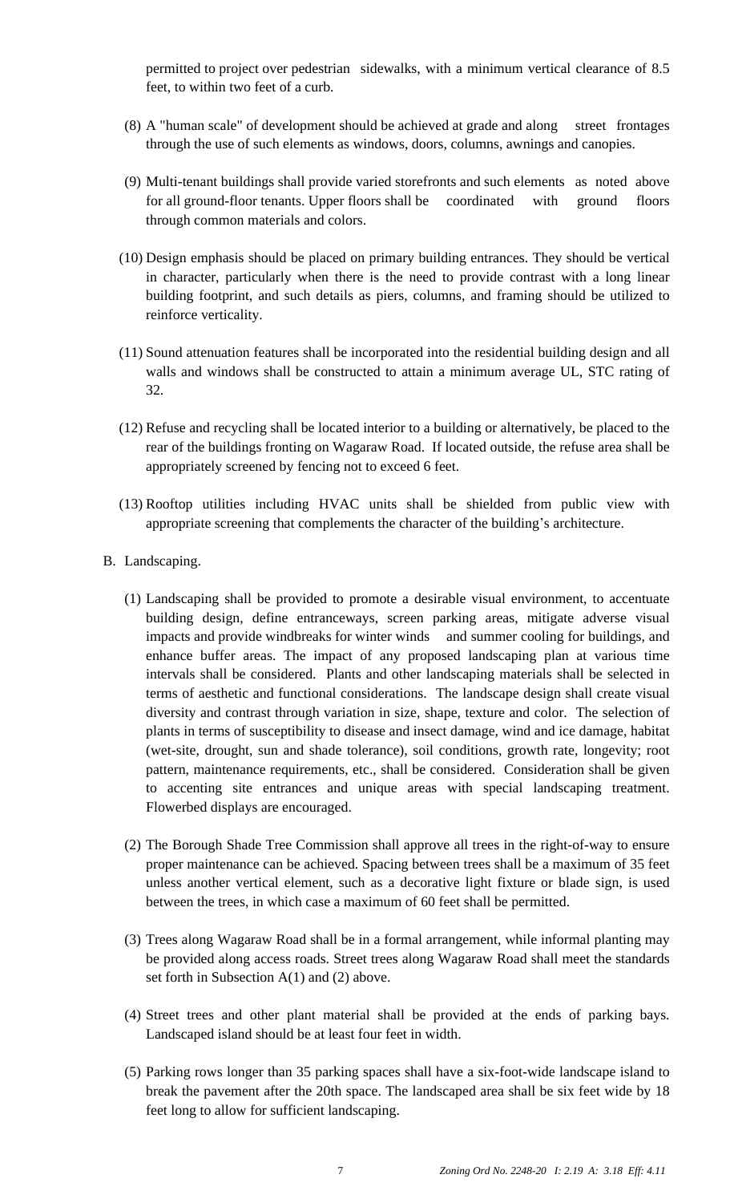permitted to project over pedestrian sidewalks, with a minimum vertical clearance of 8.5 feet, to within two feet of a curb.

(8) A "human scale" of development should be achieved at grade and along street frontages through the use of such elements as windows, doors, columns, awnings and canopies.

(9) Multi-tenant buildings shall provide varied storefronts and such elements as noted above for all ground-floor tenants. Upper floors shall be coordinated with ground floors through common materials and colors.

(10) Design emphasis should be placed on primary building entrances. They should be vertical in character, particularly when there is the need to provide contrast with a long linear building footprint, and such details as piers, columns, and framing should be utilized to reinforce verticality.

(11) Sound attenuation features shall be incorporated into the residential building design and all walls and windows shall be constructed to attain a minimum average UL, STC rating of 32.

(12) Refuse and recycling shall be located interior to a building or alternatively, be placed to the rear of the buildings fronting on Wagaraw Road. If located outside, the refuse area shall be appropriately screened by fencing not to exceed 6 feet.

(13) Rooftop utilities including HVAC units shall be shielded from public view with appropriate screening that complements the character of the building's architecture.

B. Landscaping.

(1) Landscaping shall be provided to promote a desirable visual environment, to accentuate building design, define entranceways, screen parking areas, mitigate adverse visual impacts and provide windbreaks for winter winds and summer cooling for buildings, and enhance buffer areas. The impact of any proposed landscaping plan at various time intervals shall be considered. Plants and other landscaping materials shall be selected in terms of aesthetic and functional considerations. The landscape design shall create visual diversity and contrast through variation in size, shape, texture and color. The selection of plants in terms of susceptibility to disease and insect damage, wind and ice damage, habitat (wet-site, drought, sun and shade tolerance), soil conditions, growth rate, longevity; root pattern, maintenance requirements, etc., shall be considered. Consideration shall be given to accenting site entrances and unique areas with special landscaping treatment. Flowerbed displays are encouraged.

(2) The Borough Shade Tree Commission shall approve all trees in the right-of-way to ensure proper maintenance can be achieved. Spacing between trees shall be a maximum of 35 feet unless another vertical element, such as a decorative light fixture or blade sign, is used between the trees, in which case a maximum of 60 feet shall be permitted.

(3) Trees along Wagaraw Road shall be in a formal arrangement, while informal planting may be provided along access roads. Street trees along Wagaraw Road shall meet the standards set forth in Subsection A(1) and (2) above.

(4) Street trees and other plant material shall be provided at the ends of parking bays. Landscaped island should be at least four feet in width.

(5) Parking rows longer than 35 parking spaces shall have a six-foot-wide landscape island to break the pavement after the 20th space. The landscaped area shall be six feet wide by 18 feet long to allow for sufficient landscaping.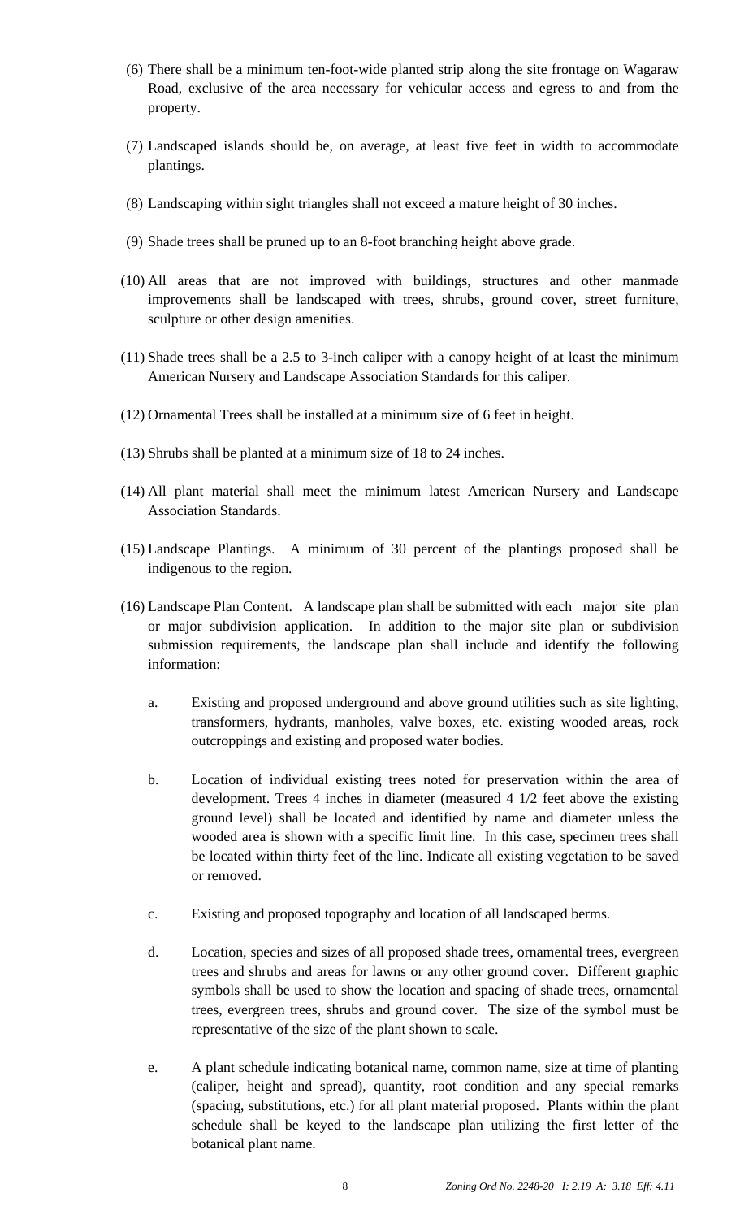(6) There shall be a minimum ten-foot-wide planted strip along the site frontage on Wagaraw Road, exclusive of the area necessary for vehicular access and egress to and from the property.

(7) Landscaped islands should be, on average, at least five feet in width to accommodate plantings.

(8) Landscaping within sight triangles shall not exceed a mature height of 30 inches.

(9) Shade trees shall be pruned up to an 8-foot branching height above grade.

(10) All areas that are not improved with buildings, structures and other manmade improvements shall be landscaped with trees, shrubs, ground cover, street furniture, sculpture or other design amenities.

(11) Shade trees shall be a 2.5 to 3-inch caliper with a canopy height of at least the minimum American Nursery and Landscape Association Standards for this caliper.

(12) Ornamental Trees shall be installed at a minimum size of 6 feet in height.

(13) Shrubs shall be planted at a minimum size of 18 to 24 inches.

(14) All plant material shall meet the minimum latest American Nursery and Landscape Association Standards.

(15) Landscape Plantings. A minimum of 30 percent of the plantings proposed shall be indigenous to the region.

(16) Landscape Plan Content. A landscape plan shall be submitted with each major site plan or major subdivision application. In addition to the major site plan or subdivision submission requirements, the landscape plan shall include and identify the following information:

   a. Existing and proposed underground and above ground utilities such as site lighting, transformers, hydrants, manholes, valve boxes, etc. existing wooded areas, rock outcroppings and existing and proposed water bodies.

   b. Location of individual existing trees noted for preservation within the area of development. Trees 4 inches in diameter (measured 4 1/2 feet above the existing ground level) shall be located and identified by name and diameter unless the wooded area is shown with a specific limit line. In this case, specimen trees shall be located within thirty feet of the line. Indicate all existing vegetation to be saved or removed.

   c. Existing and proposed topography and location of all landscaped berms.

   d. Location, species and sizes of all proposed shade trees, ornamental trees, evergreen trees and shrubs and areas for lawns or any other ground cover. Different graphic symbols shall be used to show the location and spacing of shade trees, ornamental trees, evergreen trees, shrubs and ground cover. The size of the symbol must be representative of the size of the plant shown to scale.

   e. A plant schedule indicating botanical name, common name, size at time of planting (caliper, height and spread), quantity, root condition and any special remarks (spacing, substitutions, etc.) for all plant material proposed. Plants within the plant schedule shall be keyed to the landscape plan utilizing the first letter of the botanical plant name.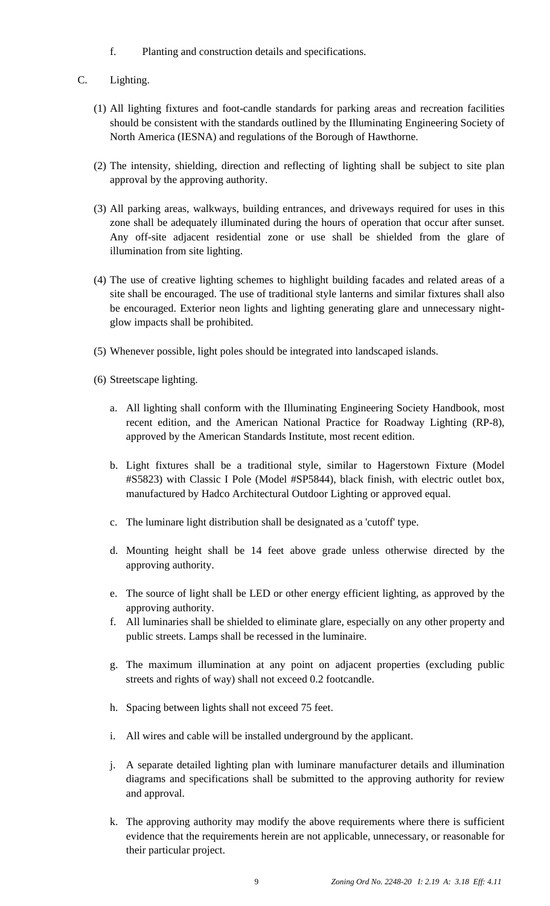f. Planting and construction details and specifications.

C. Lighting.

(1) All lighting fixtures and foot-candle standards for parking areas and recreation facilities should be consistent with the standards outlined by the Illuminating Engineering Society of North America (IESNA) and regulations of the Borough of Hawthorne.

(2) The intensity, shielding, direction and reflecting of lighting shall be subject to site plan approval by the approving authority.

(3) All parking areas, walkways, building entrances, and driveways required for uses in this zone shall be adequately illuminated during the hours of operation that occur after sunset. Any off-site adjacent residential zone or use shall be shielded from the glare of illumination from site lighting.

(4) The use of creative lighting schemes to highlight building facades and related areas of a site shall be encouraged. The use of traditional style lanterns and similar fixtures shall also be encouraged. Exterior neon lights and lighting generating glare and unnecessary night-glow impacts shall be prohibited.

(5) Whenever possible, light poles should be integrated into landscaped islands.

(6) Streetscape lighting.

a. All lighting shall conform with the Illuminating Engineering Society Handbook, most recent edition, and the American National Practice for Roadway Lighting (RP-8), approved by the American Standards Institute, most recent edition.

b. Light fixtures shall be a traditional style, similar to Hagerstown Fixture (Model #S5823) with Classic I Pole (Model #SP5844), black finish, with electric outlet box, manufactured by Hadco Architectural Outdoor Lighting or approved equal.

c. The luminare light distribution shall be designated as a 'cutoff' type.

d. Mounting height shall be 14 feet above grade unless otherwise directed by the approving authority.

e. The source of light shall be LED or other energy efficient lighting, as approved by the approving authority.

f. All luminaries shall be shielded to eliminate glare, especially on any other property and public streets. Lamps shall be recessed in the luminaire.

g. The maximum illumination at any point on adjacent properties (excluding public streets and rights of way) shall not exceed 0.2 footcandle.

h. Spacing between lights shall not exceed 75 feet.

i. All wires and cable will be installed underground by the applicant.

j. A separate detailed lighting plan with luminare manufacturer details and illumination diagrams and specifications shall be submitted to the approving authority for review and approval.

k. The approving authority may modify the above requirements where there is sufficient evidence that the requirements herein are not applicable, unnecessary, or reasonable for their particular project.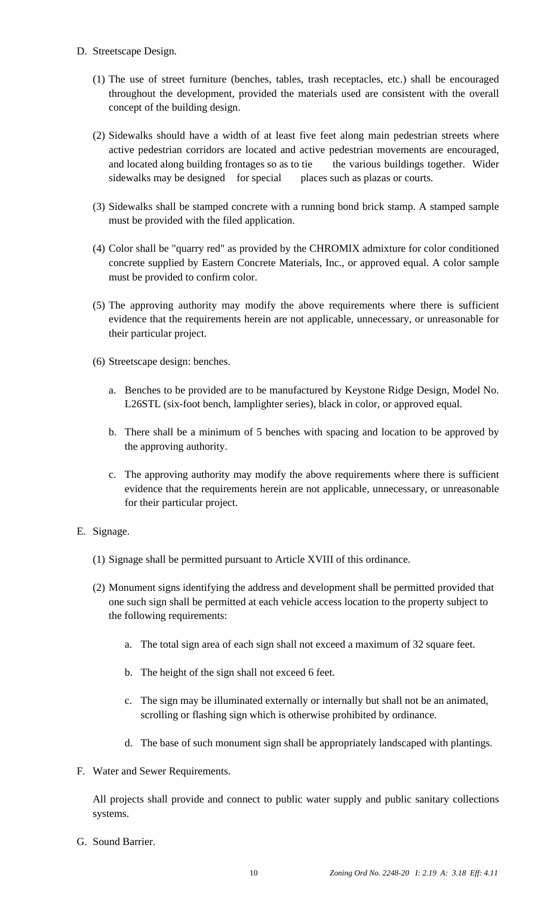D. Streetscape Design.

(1) The use of street furniture (benches, tables, trash receptacles, etc.) shall be encouraged throughout the development, provided the materials used are consistent with the overall concept of the building design.

(2) Sidewalks should have a width of at least five feet along main pedestrian streets where active pedestrian corridors are located and active pedestrian movements are encouraged, and located along building frontages so as to tie the various buildings together. Wider sidewalks may be designed for special places such as plazas or courts.

(3) Sidewalks shall be stamped concrete with a running bond brick stamp. A stamped sample must be provided with the filed application.

(4) Color shall be "quarry red" as provided by the CHROMIX admixture for color conditioned concrete supplied by Eastern Concrete Materials, Inc., or approved equal. A color sample must be provided to confirm color.

(5) The approving authority may modify the above requirements where there is sufficient evidence that the requirements herein are not applicable, unnecessary, or unreasonable for their particular project.

(6) Streetscape design: benches.

a. Benches to be provided are to be manufactured by Keystone Ridge Design, Model No. L26STL (six-foot bench, lamplighter series), black in color, or approved equal.

b. There shall be a minimum of 5 benches with spacing and location to be approved by the approving authority.

c. The approving authority may modify the above requirements where there is sufficient evidence that the requirements herein are not applicable, unnecessary, or unreasonable for their particular project.

E. Signage.

(1) Signage shall be permitted pursuant to Article XVIII of this ordinance.

(2) Monument signs identifying the address and development shall be permitted provided that one such sign shall be permitted at each vehicle access location to the property subject to the following requirements:

a. The total sign area of each sign shall not exceed a maximum of 32 square feet.

b. The height of the sign shall not exceed 6 feet.

c. The sign may be illuminated externally or internally but shall not be an animated, scrolling or flashing sign which is otherwise prohibited by ordinance.

d. The base of such monument sign shall be appropriately landscaped with plantings.

F. Water and Sewer Requirements.

All projects shall provide and connect to public water supply and public sanitary collections systems.

G. Sound Barrier.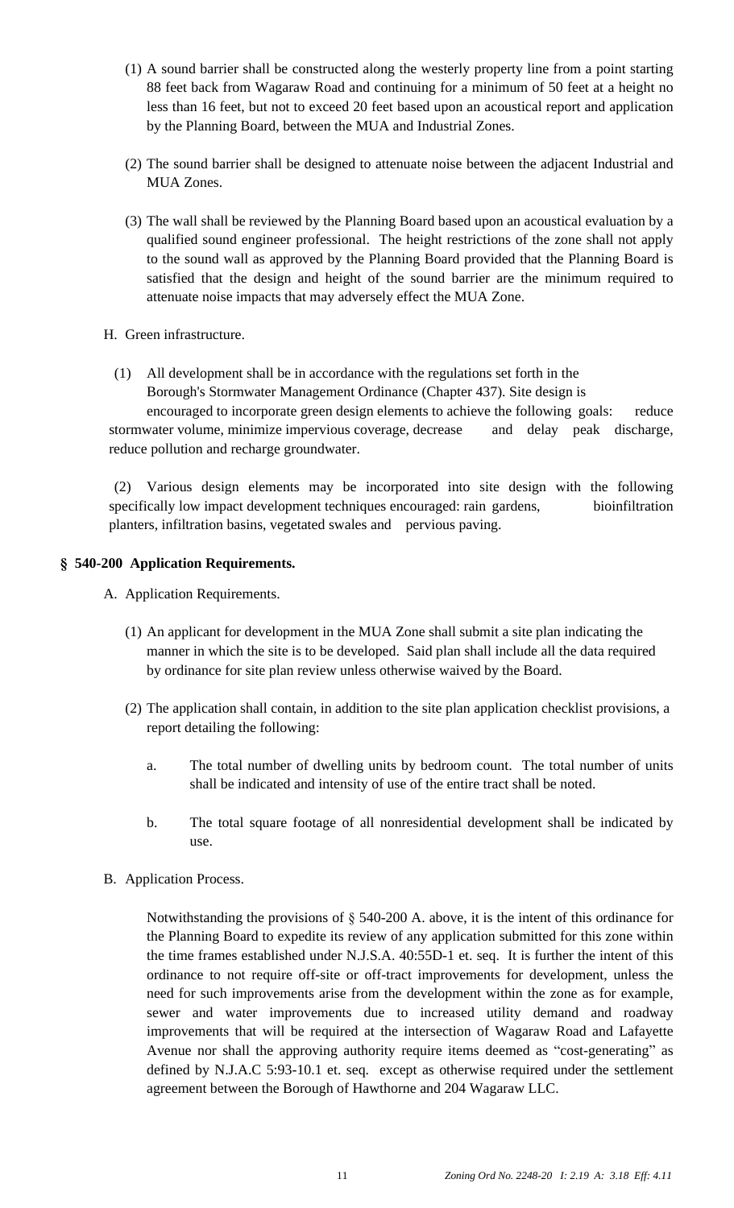(1) A sound barrier shall be constructed along the westerly property line from a point starting 88 feet back from Wagaraw Road and continuing for a minimum of 50 feet at a height no less than 16 feet, but not to exceed 20 feet based upon an acoustical report and application by the Planning Board, between the MUA and Industrial Zones.

(2) The sound barrier shall be designed to attenuate noise between the adjacent Industrial and MUA Zones.

(3) The wall shall be reviewed by the Planning Board based upon an acoustical evaluation by a qualified sound engineer professional. The height restrictions of the zone shall not apply to the sound wall as approved by the Planning Board provided that the Planning Board is satisfied that the design and height of the sound barrier are the minimum required to attenuate noise impacts that may adversely effect the MUA Zone.

H. Green infrastructure.

(1) All development shall be in accordance with the regulations set forth in the Borough's Stormwater Management Ordinance (Chapter 437). Site design is encouraged to incorporate green design elements to achieve the following goals: reduce stormwater volume, minimize impervious coverage, decrease and delay peak discharge, reduce pollution and recharge groundwater.

(2) Various design elements may be incorporated into site design with the following specifically low impact development techniques encouraged: rain gardens, bioinfiltration planters, infiltration basins, vegetated swales and pervious paving.

## § 540-200 Application Requirements.

A. Application Requirements.

(1) An applicant for development in the MUA Zone shall submit a site plan indicating the manner in which the site is to be developed. Said plan shall include all the data required by ordinance for site plan review unless otherwise waived by the Board.

(2) The application shall contain, in addition to the site plan application checklist provisions, a report detailing the following:

a. The total number of dwelling units by bedroom count. The total number of units shall be indicated and intensity of use of the entire tract shall be noted.

b. The total square footage of all nonresidential development shall be indicated by use.

B. Application Process.

Notwithstanding the provisions of § 540-200 A. above, it is the intent of this ordinance for the Planning Board to expedite its review of any application submitted for this zone within the time frames established under N.J.S.A. 40:55D-1 et. seq. It is further the intent of this ordinance to not require off-site or off-tract improvements for development, unless the need for such improvements arise from the development within the zone as for example, sewer and water improvements due to increased utility demand and roadway improvements that will be required at the intersection of Wagaraw Road and Lafayette Avenue nor shall the approving authority require items deemed as "cost-generating" as defined by N.J.A.C 5:93-10.1 et. seq. except as otherwise required under the settlement agreement between the Borough of Hawthorne and 204 Wagaraw LLC.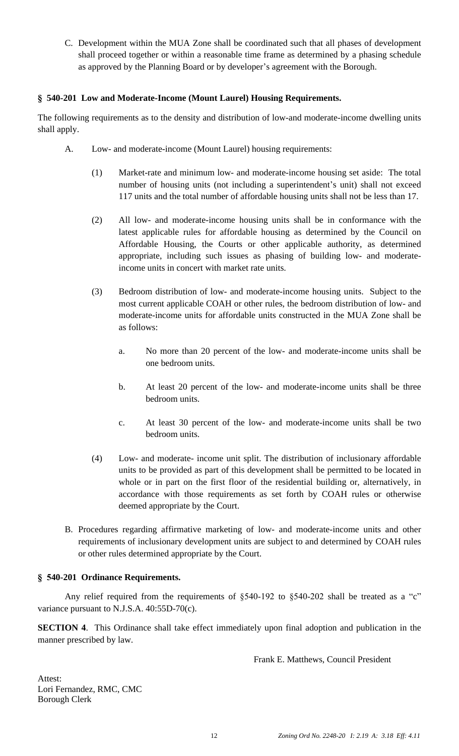C. Development within the MUA Zone shall be coordinated such that all phases of development shall proceed together or within a reasonable time frame as determined by a phasing schedule as approved by the Planning Board or by developer's agreement with the Borough.

**§ 540-201 Low and Moderate-Income (Mount Laurel) Housing Requirements.**

The following requirements as to the density and distribution of low-and moderate-income dwelling units shall apply.

A. Low- and moderate-income (Mount Laurel) housing requirements:

(1) Market-rate and minimum low- and moderate-income housing set aside: The total number of housing units (not including a superintendent's unit) shall not exceed 117 units and the total number of affordable housing units shall not be less than 17.

(2) All low- and moderate-income housing units shall be in conformance with the latest applicable rules for affordable housing as determined by the Council on Affordable Housing, the Courts or other applicable authority, as determined appropriate, including such issues as phasing of building low- and moderate-income units in concert with market rate units.

(3) Bedroom distribution of low- and moderate-income housing units. Subject to the most current applicable COAH or other rules, the bedroom distribution of low- and moderate-income units for affordable units constructed in the MUA Zone shall be as follows:

a. No more than 20 percent of the low- and moderate-income units shall be one bedroom units.

b. At least 20 percent of the low- and moderate-income units shall be three bedroom units.

c. At least 30 percent of the low- and moderate-income units shall be two bedroom units.

(4) Low- and moderate- income unit split. The distribution of inclusionary affordable units to be provided as part of this development shall be permitted to be located in whole or in part on the first floor of the residential building or, alternatively, in accordance with those requirements as set forth by COAH rules or otherwise deemed appropriate by the Court.

B. Procedures regarding affirmative marketing of low- and moderate-income units and other requirements of inclusionary development units are subject to and determined by COAH rules or other rules determined appropriate by the Court.

**§ 540-201 Ordinance Requirements.**

Any relief required from the requirements of §540-192 to §540-202 shall be treated as a "c" variance pursuant to N.J.S.A. 40:55D-70(c).

**SECTION 4**. This Ordinance shall take effect immediately upon final adoption and publication in the manner prescribed by law.

Frank E. Matthews, Council President

Attest:
Lori Fernandez, RMC, CMC
Borough Clerk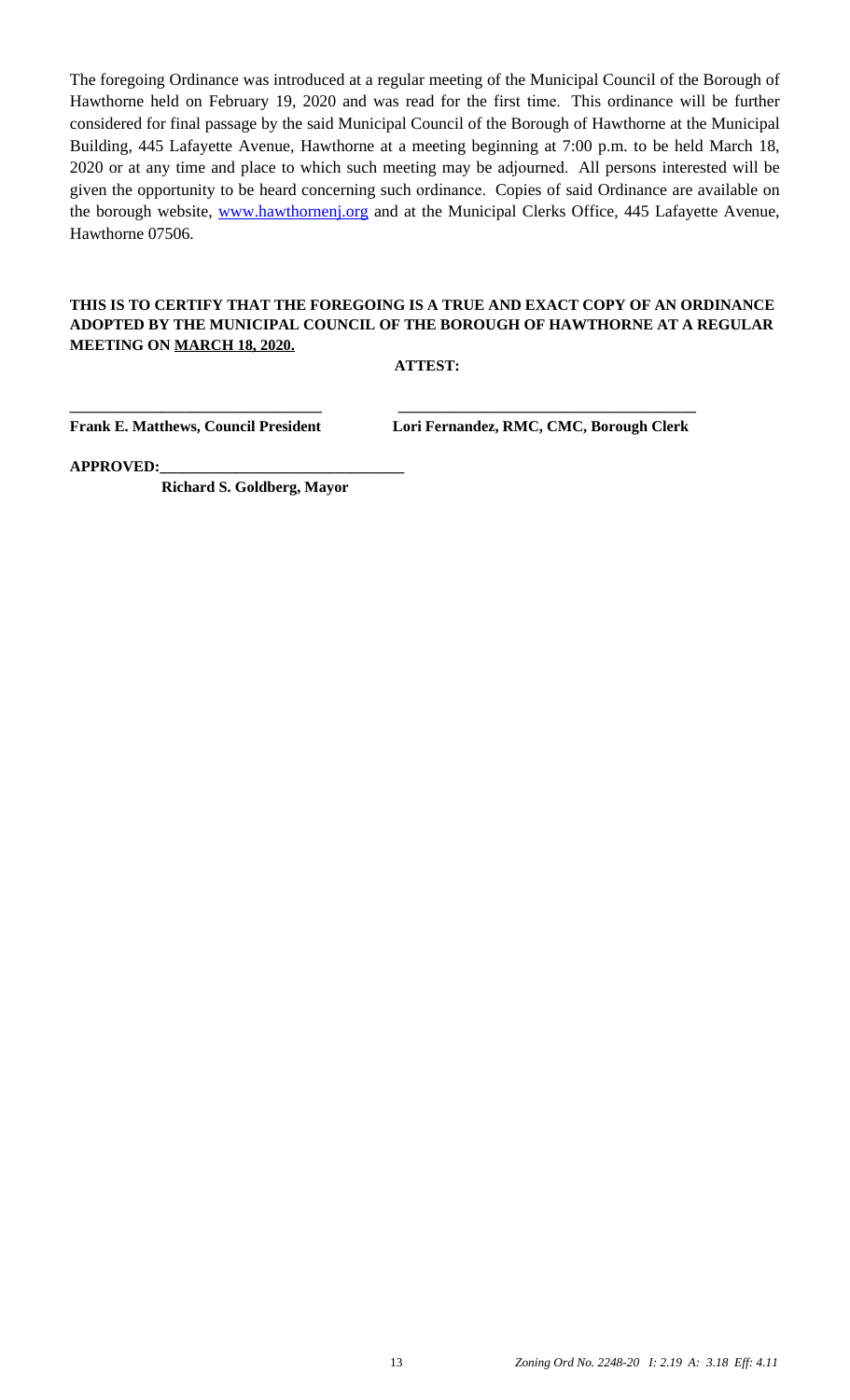The foregoing Ordinance was introduced at a regular meeting of the Municipal Council of the Borough of Hawthorne held on February 19, 2020 and was read for the first time. This ordinance will be further considered for final passage by the said Municipal Council of the Borough of Hawthorne at the Municipal Building, 445 Lafayette Avenue, Hawthorne at a meeting beginning at 7:00 p.m. to be held March 18, 2020 or at any time and place to which such meeting may be adjourned. All persons interested will be given the opportunity to be heard concerning such ordinance. Copies of said Ordinance are available on the borough website, www.hawthornenj.org and at the Municipal Clerks Office, 445 Lafayette Avenue, Hawthorne 07506.

**THIS IS TO CERTIFY THAT THE FOREGOING IS A TRUE AND EXACT COPY OF AN ORDINANCE ADOPTED BY THE MUNICIPAL COUNCIL OF THE BOROUGH OF HAWTHORNE AT A REGULAR MEETING ON MARCH 18, 2020.**

**ATTEST:**

**\_\_\_\_\_\_\_\_\_\_\_\_\_\_\_\_\_\_\_\_\_\_\_\_\_\_\_\_\_\_\_\_**
**Frank E. Matthews, Council President**

**\_\_\_\_\_\_\_\_\_\_\_\_\_\_\_\_\_\_\_\_\_\_\_\_\_\_\_\_\_\_\_\_\_\_\_\_\_\_**
**Lori Fernandez, RMC, CMC, Borough Clerk**

**APPROVED:\_\_\_\_\_\_\_\_\_\_\_\_\_\_\_\_\_\_\_\_\_\_\_\_\_\_\_\_\_\_\_**
**Richard S. Goldberg, Mayor**

*Zoning Ord No. 2248-20 I: 2.19 A: 3.18 Eff: 4.11*